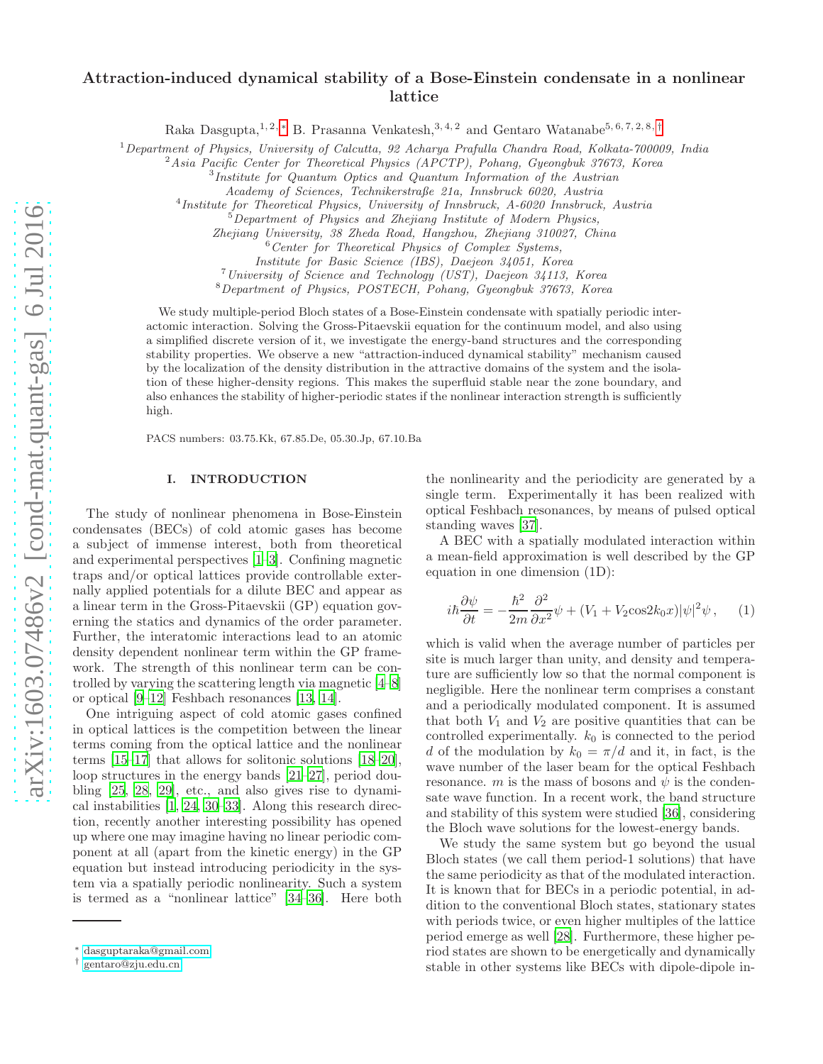# Attraction-induced dynamical stability of a Bose-Einstein condensate in a nonlinear lattice

Raka Dasgupta,[1,2,*] B. Prasanna Venkatesh,[3,4,2] and Gentaro Watanabe[5,6,7,2,8,†]

[1] *Department of Physics, University of Calcutta, 92 Acharya Prafulla Chandra Road, Kolkata-700009, India*
[2] *Asia Pacific Center for Theoretical Physics (APCTP), Pohang, Gyeongbuk 37673, Korea*
[3] *Institute for Quantum Optics and Quantum Information of the Austrian Academy of Sciences, Technikerstraße 21a, Innsbruck 6020, Austria*
[4] *Institute for Theoretical Physics, University of Innsbruck, A-6020 Innsbruck, Austria*
[5] *Department of Physics and Zhejiang Institute of Modern Physics, Zhejiang University, 38 Zheda Road, Hangzhou, Zhejiang 310027, China*
[6] *Center for Theoretical Physics of Complex Systems, Institute for Basic Science (IBS), Daejeon 34051, Korea*
[7] *University of Science and Technology (UST), Daejeon 34113, Korea*
[8] *Department of Physics, POSTECH, Pohang, Gyeongbuk 37673, Korea*

We study multiple-period Bloch states of a Bose-Einstein condensate with spatially periodic interatomic interaction. Solving the Gross-Pitaevskii equation for the continuum model, and also using a simplified discrete version of it, we investigate the energy-band structures and the corresponding stability properties. We observe a new "attraction-induced dynamical stability" mechanism caused by the localization of the density distribution in the attractive domains of the system and the isolation of these higher-density regions. This makes the superfluid stable near the zone boundary, and also enhances the stability of higher-periodic states if the nonlinear interaction strength is sufficiently high.

PACS numbers: 03.75.Kk, 67.85.De, 05.30.Jp, 67.10.Ba

## I. INTRODUCTION

The study of nonlinear phenomena in Bose-Einstein condensates (BECs) of cold atomic gases has become a subject of immense interest, both from theoretical and experimental perspectives [1–3]. Confining magnetic traps and/or optical lattices provide controllable externally applied potentials for a dilute BEC and appear as a linear term in the Gross-Pitaevskii (GP) equation governing the statics and dynamics of the order parameter. Further, the interatomic interactions lead to an atomic density dependent nonlinear term within the GP framework. The strength of this nonlinear term can be controlled by varying the scattering length via magnetic [4–8] or optical [9–12] Feshbach resonances [13, 14].

One intriguing aspect of cold atomic gases confined in optical lattices is the competition between the linear terms coming from the optical lattice and the nonlinear terms [15–17] that allows for solitonic solutions [18–20], loop structures in the energy bands [21–27], period doubling [25, 28, 29], etc., and also gives rise to dynamical instabilities [1, 24, 30–33]. Along this research direction, recently another interesting possibility has opened up where one may imagine having no linear periodic component at all (apart from the kinetic energy) in the GP equation but instead introducing periodicity in the system via a spatially periodic nonlinearity. Such a system is termed as a "nonlinear lattice" [34–36]. Here both the nonlinearity and the periodicity are generated by a single term. Experimentally it has been realized with optical Feshbach resonances, by means of pulsed optical standing waves [37].

A BEC with a spatially modulated interaction within a mean-field approximation is well described by the GP equation in one dimension (1D):

$$i\hbar\frac{\partial \psi}{\partial t} = -\frac{\hbar^2}{2m}\frac{\partial^2}{\partial x^2}\psi + (V_1 + V_2\cos 2k_0 x)|\psi|^2\psi\,, \qquad (1)$$

which is valid when the average number of particles per site is much larger than unity, and density and temperature are sufficiently low so that the normal component is negligible. Here the nonlinear term comprises a constant and a periodically modulated component. It is assumed that both $V_1$ and $V_2$ are positive quantities that can be controlled experimentally. $k_0$ is connected to the period $d$ of the modulation by $k_0 = \pi/d$ and it, in fact, is the wave number of the laser beam for the optical Feshbach resonance. $m$ is the mass of bosons and $\psi$ is the condensate wave function. In a recent work, the band structure and stability of this system were studied [36], considering the Bloch wave solutions for the lowest-energy bands.

We study the same system but go beyond the usual Bloch states (we call them period-1 solutions) that have the same periodicity as that of the modulated interaction. It is known that for BECs in a periodic potential, in addition to the conventional Bloch states, stationary states with periods twice, or even higher multiples of the lattice period emerge as well [28]. Furthermore, these higher period states are shown to be energetically and dynamically stable in other systems like BECs with dipole-dipole in-

* dasguptaraka@gmail.com
† gentaro@zju.edu.cn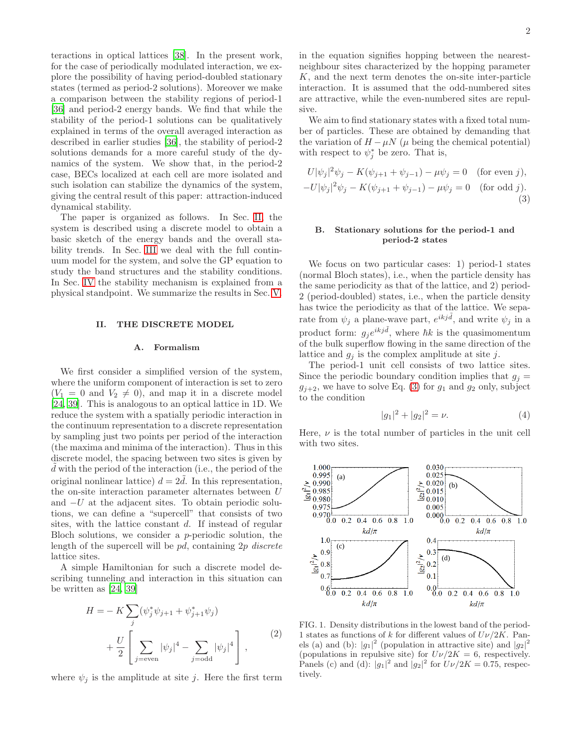teractions in optical lattices [38]. In the present work, for the case of periodically modulated interaction, we explore the possibility of having period-doubled stationary states (termed as period-2 solutions). Moreover we make a comparison between the stability regions of period-1 [36] and period-2 energy bands. We find that while the stability of the period-1 solutions can be qualitatively explained in terms of the overall averaged interaction as described in earlier studies [36], the stability of period-2 solutions demands for a more careful study of the dynamics of the system. We show that, in the period-2 case, BECs localized at each cell are more isolated and such isolation can stabilize the dynamics of the system, giving the central result of this paper: attraction-induced dynamical stability.

The paper is organized as follows. In Sec. II, the system is described using a discrete model to obtain a basic sketch of the energy bands and the overall stability trends. In Sec. III we deal with the full continuum model for the system, and solve the GP equation to study the band structures and the stability conditions. In Sec. IV the stability mechanism is explained from a physical standpoint. We summarize the results in Sec. V.

## II. THE DISCRETE MODEL

### A. Formalism

We first consider a simplified version of the system, where the uniform component of interaction is set to zero ($V_1 = 0$ and $V_2 \neq 0$), and map it in a discrete model [24, 39]. This is analogous to an optical lattice in 1D. We reduce the system with a spatially periodic interaction in the continuum representation to a discrete representation by sampling just two points per period of the interaction (the maxima and minima of the interaction). Thus in this discrete model, the spacing between two sites is given by $\tilde{d}$ with the period of the interaction (i.e., the period of the original nonlinear lattice) $d = 2\tilde{d}$. In this representation, the on-site interaction parameter alternates between $U$ and $-U$ at the adjacent sites. To obtain periodic solutions, we can define a "supercell" that consists of two sites, with the lattice constant $d$. If instead of regular Bloch solutions, we consider a $p$-periodic solution, the length of the supercell will be $pd$, containing $2p$ *discrete* lattice sites.

A simple Hamiltonian for such a discrete model describing tunneling and interaction in this situation can be written as [24, 39]

$$H = -K\sum_j (\psi_j^* \psi_{j+1} + \psi_{j+1}^* \psi_j) + \frac{U}{2}\left[\sum_{j=\text{even}} |\psi_j|^4 - \sum_{j=\text{odd}} |\psi_j|^4\right], \quad (2)$$

where $\psi_j$ is the amplitude at site $j$. Here the first term in the equation signifies hopping between the nearest-neighbour sites characterized by the hopping parameter $K$, and the next term denotes the on-site inter-particle interaction. It is assumed that the odd-numbered sites are attractive, while the even-numbered sites are repulsive.

We aim to find stationary states with a fixed total number of particles. These are obtained by demanding that the variation of $H - \mu N$ ($\mu$ being the chemical potential) with respect to $\psi_j^*$ be zero. That is,

$$\begin{aligned} U|\psi_j|^2\psi_j - K(\psi_{j+1} + \psi_{j-1}) - \mu\psi_j = 0 \quad &(\text{for even } j), \\ -U|\psi_j|^2\psi_j - K(\psi_{j+1} + \psi_{j-1}) - \mu\psi_j = 0 \quad &(\text{for odd } j). \end{aligned} \quad (3)$$

### B. Stationary solutions for the period-1 and period-2 states

We focus on two particular cases: 1) period-1 states (normal Bloch states), i.e., when the particle density has the same periodicity as that of the lattice, and 2) period-2 (period-doubled) states, i.e., when the particle density has twice the periodicity as that of the lattice. We separate from $\psi_j$ a plane-wave part, $e^{ikj\tilde{d}}$, and write $\psi_j$ in a product form: $g_j e^{ikj\tilde{d}}$, where $\hbar k$ is the quasimomentum of the bulk superflow flowing in the same direction of the lattice and $g_j$ is the complex amplitude at site $j$.

The period-1 unit cell consists of two lattice sites. Since the periodic boundary condition implies that $g_j = g_{j+2}$, we have to solve Eq. (3) for $g_1$ and $g_2$ only, subject to the condition

$$|g_1|^2 + |g_2|^2 = \nu. \quad (4)$$

Here, $\nu$ is the total number of particles in the unit cell with two sites.

FIG. 1. Density distributions in the lowest band of the period-1 states as functions of $k$ for different values of $U\nu/2K$. Panels (a) and (b): $|g_1|^2$ (population in attractive site) and $|g_2|^2$ (populations in repulsive site) for $U\nu/2K = 6$, respectively. Panels (c) and (d): $|g_1|^2$ and $|g_2|^2$ for $U\nu/2K = 0.75$, respectively.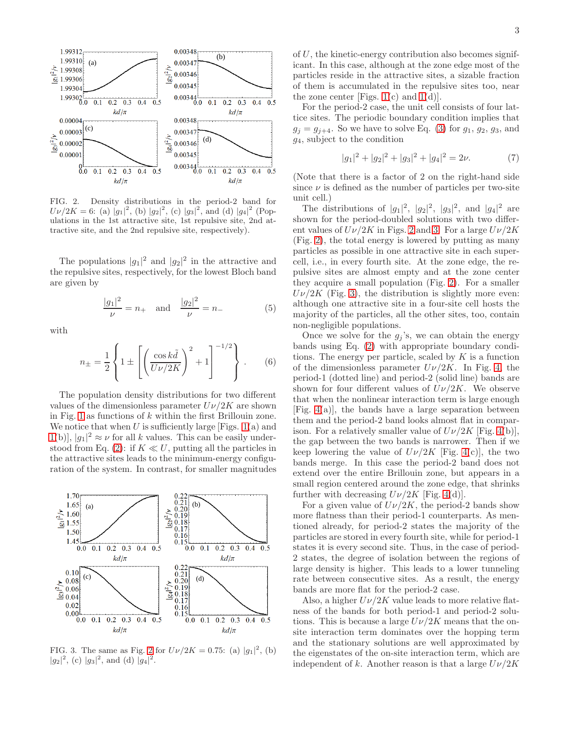FIG. 2. Density distributions in the period-2 band for $U\nu/2K = 6$: (a) $|g_1|^2$, (b) $|g_2|^2$, (c) $|g_3|^2$, and (d) $|g_4|^2$ (Populations in the 1st attractive site, 1st repulsive site, 2nd attractive site, and the 2nd repulsive site, respectively).

The populations $|g_1|^2$ and $|g_2|^2$ in the attractive and the repulsive sites, respectively, for the lowest Bloch band are given by

$$\frac{|g_1|^2}{\nu} = n_+ \quad \text{and} \quad \frac{|g_2|^2}{\nu} = n_- \tag{5}$$

with

$$n_\pm = \frac{1}{2}\left\{1 \pm \left[\left(\frac{\cos k\tilde{d}}{U\nu/2K}\right)^2 + 1\right]^{-1/2}\right\}. \tag{6}$$

The population density distributions for two different values of the dimensionless parameter $U\nu/2K$ are shown in Fig. 1 as functions of $k$ within the first Brillouin zone. We notice that when $U$ is sufficiently large [Figs. 1(a) and 1(b)], $|g_1|^2 \approx \nu$ for all $k$ values. This can be easily understood from Eq. (2): if $K \ll U$, putting all the particles in the attractive sites leads to the minimum-energy configuration of the system. In contrast, for smaller magnitudes of $U$, the kinetic-energy contribution also becomes significant. In this case, although at the zone edge most of the particles reside in the attractive sites, a sizable fraction of them is accumulated in the repulsive sites too, near the zone center [Figs. 1(c) and 1(d)].

FIG. 3. The same as Fig. 2 for $U\nu/2K = 0.75$: (a) $|g_1|^2$, (b) $|g_2|^2$, (c) $|g_3|^2$, and (d) $|g_4|^2$.

For the period-2 case, the unit cell consists of four lattice sites. The periodic boundary condition implies that $g_j = g_{j+4}$. So we have to solve Eq. (3) for $g_1$, $g_2$, $g_3$, and $g_4$, subject to the condition

$$|g_1|^2 + |g_2|^2 + |g_3|^2 + |g_4|^2 = 2\nu. \tag{7}$$

(Note that there is a factor of 2 on the right-hand side since $\nu$ is defined as the number of particles per two-site unit cell.)

The distributions of $|g_1|^2$, $|g_2|^2$, $|g_3|^2$, and $|g_4|^2$ are shown for the period-doubled solutions with two different values of $U\nu/2K$ in Figs. 2 and 3. For a large $U\nu/2K$ (Fig. 2), the total energy is lowered by putting as many particles as possible in one attractive site in each supercell, i.e., in every fourth site. At the zone edge, the repulsive sites are almost empty and at the zone center they acquire a small population (Fig. 2). For a smaller $U\nu/2K$ (Fig. 3), the distribution is slightly more even: although one attractive site in a four-site cell hosts the majority of the particles, all the other sites, too, contain non-negligible populations.

Once we solve for the $g_j$'s, we can obtain the energy bands using Eq. (2) with appropriate boundary conditions. The energy per particle, scaled by $K$ is a function of the dimensionless parameter $U\nu/2K$. In Fig. 4, the period-1 (dotted line) and period-2 (solid line) bands are shown for four different values of $U\nu/2K$. We observe that when the nonlinear interaction term is large enough [Fig. 4(a)], the bands have a large separation between them and the period-2 band looks almost flat in comparison. For a relatively smaller value of $U\nu/2K$ [Fig. 4(b)], the gap between the two bands is narrower. Then if we keep lowering the value of $U\nu/2K$ [Fig. 4(c)], the two bands merge. In this case the period-2 band does not extend over the entire Brillouin zone, but appears in a small region centered around the zone edge, that shrinks further with decreasing $U\nu/2K$ [Fig. 4(d)].

For a given value of $U\nu/2K$, the period-2 bands show more flatness than their period-1 counterparts. As mentioned already, for period-2 states the majority of the particles are stored in every fourth site, while for period-1 states it is every second site. Thus, in the case of period-2 states, the degree of isolation between the regions of large density is higher. This leads to a lower tunneling rate between consecutive sites. As a result, the energy bands are more flat for the period-2 case.

Also, a higher $U\nu/2K$ value leads to more relative flatness of the bands for both period-1 and period-2 solutions. This is because a large $U\nu/2K$ means that the on-site interaction term dominates over the hopping term and the stationary solutions are well approximated by the eigenstates of the on-site interaction term, which are independent of $k$. Another reason is that a large $U\nu/2K$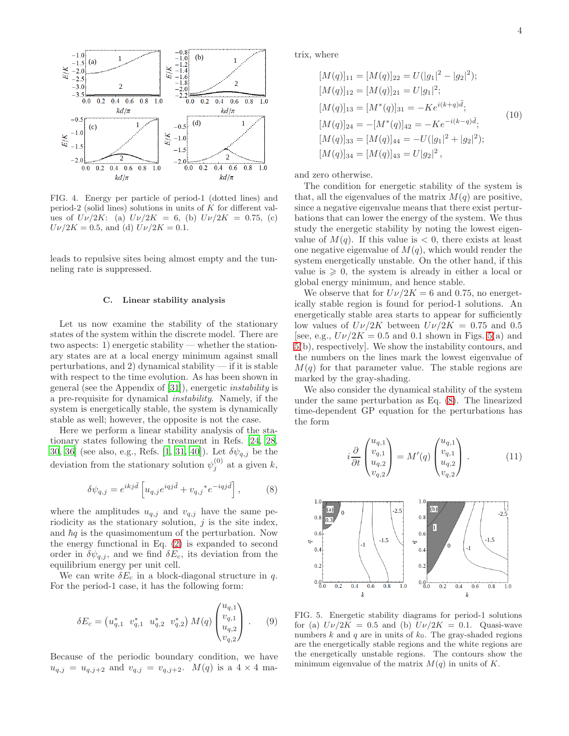FIG. 4. Energy per particle of period-1 (dotted lines) and period-2 (solid lines) solutions in units of $K$ for different values of $U\nu/2K$: (a) $U\nu/2K = 6$, (b) $U\nu/2K = 0.75$, (c) $U\nu/2K = 0.5$, and (d) $U\nu/2K = 0.1$.

leads to repulsive sites being almost empty and the tunneling rate is suppressed.

### C. Linear stability analysis

Let us now examine the stability of the stationary states of the system within the discrete model. There are two aspects: 1) energetic stability — whether the stationary states are at a local energy minimum against small perturbations, and 2) dynamical stability — if it is stable with respect to the time evolution. As has been shown in general (see the Appendix of [31]), energetic *instability* is a pre-requisite for dynamical *instability*. Namely, if the system is energetically stable, the system is dynamically stable as well; however, the opposite is not the case.

Here we perform a linear stability analysis of the stationary states following the treatment in Refs. [24, 28, 30, 36] (see also, e.g., Refs. [1, 31, 40]). Let $\delta\psi_{q,j}$ be the deviation from the stationary solution $\psi_j^{(0)}$ at a given $k$,

$$\delta\psi_{q,j} = e^{ikj\tilde{d}} \left[ u_{q,j} e^{iqj\tilde{d}} + v_{q,j}{}^* e^{-iqj\tilde{d}} \right], \tag{8}$$

where the amplitudes $u_{q,j}$ and $v_{q,j}$ have the same periodicity as the stationary solution, $j$ is the site index, and $\hbar q$ is the quasimomentum of the perturbation. Now the energy functional in Eq. (2) is expanded to second order in $\delta\psi_{q,j}$, and we find $\delta E_c$, its deviation from the equilibrium energy per unit cell.

We can write $\delta E_c$ in a block-diagonal structure in $q$. For the period-1 case, it has the following form:

$$\delta E_c = \begin{pmatrix} u_{q,1}^* & v_{q,1}^* & u_{q,2}^* & v_{q,2}^* \end{pmatrix} M(q) \begin{pmatrix} u_{q,1} \\ v_{q,1} \\ u_{q,2} \\ v_{q,2} \end{pmatrix}. \tag{9}$$

Because of the periodic boundary condition, we have $u_{q,j} = u_{q,j+2}$ and $v_{q,j} = v_{q,j+2}$. $M(q)$ is a $4 \times 4$ matrix, where

$$\begin{aligned}
[M(q)]_{11} &= [M(q)]_{22} = U(|g_1|^2 - |g_2|^2); \\
[M(q)]_{12} &= [M(q)]_{21} = U|g_1|^2; \\
[M(q)]_{13} &= [M^*(q)]_{31} = -Ke^{i(k+q)\tilde{d}}; \\
[M(q)]_{24} &= -[M^*(q)]_{42} = -Ke^{-i(k-q)\tilde{d}}; \\
[M(q)]_{33} &= [M(q)]_{44} = -U(|g_1|^2 + |g_2|^2); \\
[M(q)]_{34} &= [M(q)]_{43} = U|g_2|^2,
\end{aligned} \tag{10}$$

and zero otherwise.

The condition for energetic stability of the system is that, all the eigenvalues of the matrix $M(q)$ are positive, since a negative eigenvalue means that there exist perturbations that can lower the energy of the system. We thus study the energetic stability by noting the lowest eigenvalue of $M(q)$. If this value is $< 0$, there exists at least one negative eigenvalue of $M(q)$, which would render the system energetically unstable. On the other hand, if this value is $\geqslant 0$, the system is already in either a local or global energy minimum, and hence stable.

We observe that for $U\nu/2K = 6$ and 0.75, no energetically stable region is found for period-1 solutions. An energetically stable area starts to appear for sufficiently low values of $U\nu/2K$ between $U\nu/2K = 0.75$ and 0.5 [see, e.g., $U\nu/2K = 0.5$ and 0.1 shown in Figs. 5(a) and 5(b), respectively]. We show the instability contours, and the numbers on the lines mark the lowest eigenvalue of $M(q)$ for that parameter value. The stable regions are marked by the gray-shading.

We also consider the dynamical stability of the system under the same perturbation as Eq. (8). The linearized time-dependent GP equation for the perturbations has the form

$$i\frac{\partial}{\partial t} \begin{pmatrix} u_{q,1} \\ v_{q,1} \\ u_{q,2} \\ v_{q,2} \end{pmatrix} = M'(q) \begin{pmatrix} u_{q,1} \\ v_{q,1} \\ u_{q,2} \\ v_{q,2} \end{pmatrix}. \tag{11}$$

FIG. 5. Energetic stability diagrams for period-1 solutions for (a) $U\nu/2K = 0.5$ and (b) $U\nu/2K = 0.1$. Quasi-wave numbers $k$ and $q$ are in units of $k_0$. The gray-shaded regions are the energetically stable regions and the white regions are the energetically unstable regions. The contours show the minimum eigenvalue of the matrix $M(q)$ in units of $K$.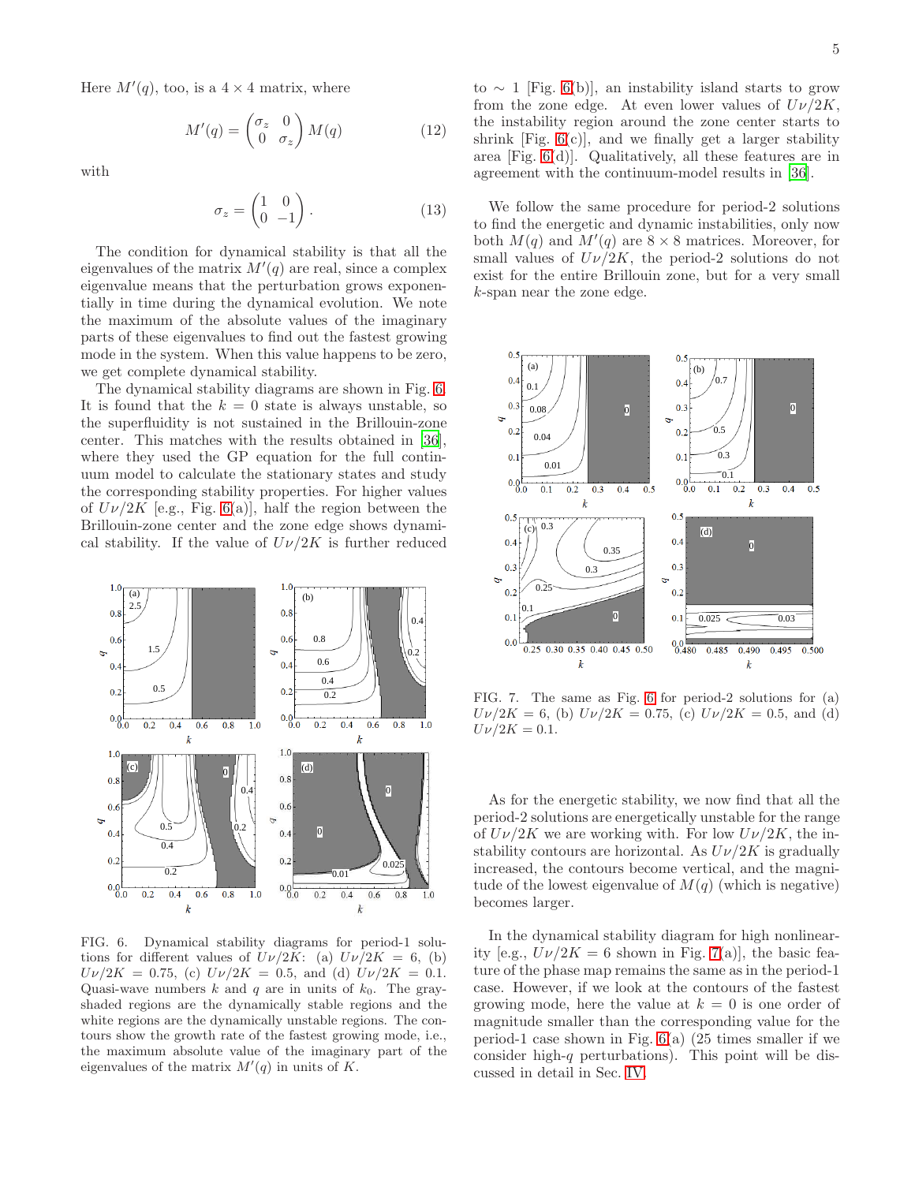Here $M'(q)$, too, is a $4 \times 4$ matrix, where

$$M'(q) = \begin{pmatrix} \sigma_z & 0 \\ 0 & \sigma_z \end{pmatrix} M(q) \tag{12}$$

with

$$\sigma_z = \begin{pmatrix} 1 & 0 \\ 0 & -1 \end{pmatrix}. \tag{13}$$

The condition for dynamical stability is that all the eigenvalues of the matrix $M'(q)$ are real, since a complex eigenvalue means that the perturbation grows exponentially in time during the dynamical evolution. We note the maximum of the absolute values of the imaginary parts of these eigenvalues to find out the fastest growing mode in the system. When this value happens to be zero, we get complete dynamical stability.

The dynamical stability diagrams are shown in Fig. 6. It is found that the $k = 0$ state is always unstable, so the superfluidity is not sustained in the Brillouin-zone center. This matches with the results obtained in [36], where they used the GP equation for the full continuum model to calculate the stationary states and study the corresponding stability properties. For higher values of $U\nu/2K$ [e.g., Fig. 6(a)], half the region between the Brillouin-zone center and the zone edge shows dynamical stability. If the value of $U\nu/2K$ is further reduced to $\sim 1$ [Fig. 6(b)], an instability island starts to grow from the zone edge. At even lower values of $U\nu/2K$, the instability region around the zone center starts to shrink [Fig. 6(c)], and we finally get a larger stability area [Fig. 6(d)]. Qualitatively, all these features are in agreement with the continuum-model results in [36].

FIG. 6. Dynamical stability diagrams for period-1 solutions for different values of $U\nu/2K$: (a) $U\nu/2K = 6$, (b) $U\nu/2K = 0.75$, (c) $U\nu/2K = 0.5$, and (d) $U\nu/2K = 0.1$. Quasi-wave numbers $k$ and $q$ are in units of $k_0$. The gray-shaded regions are the dynamically stable regions and the white regions are the dynamically unstable regions. The contours show the growth rate of the fastest growing mode, i.e., the maximum absolute value of the imaginary part of the eigenvalues of the matrix $M'(q)$ in units of $K$.

We follow the same procedure for period-2 solutions to find the energetic and dynamic instabilities, only now both $M(q)$ and $M'(q)$ are $8 \times 8$ matrices. Moreover, for small values of $U\nu/2K$, the period-2 solutions do not exist for the entire Brillouin zone, but for a very small $k$-span near the zone edge.

FIG. 7. The same as Fig. 6 for period-2 solutions for (a) $U\nu/2K = 6$, (b) $U\nu/2K = 0.75$, (c) $U\nu/2K = 0.5$, and (d) $U\nu/2K = 0.1$.

As for the energetic stability, we now find that all the period-2 solutions are energetically unstable for the range of $U\nu/2K$ we are working with. For low $U\nu/2K$, the instability contours are horizontal. As $U\nu/2K$ is gradually increased, the contours become vertical, and the magnitude of the lowest eigenvalue of $M(q)$ (which is negative) becomes larger.

In the dynamical stability diagram for high nonlinearity [e.g., $U\nu/2K = 6$ shown in Fig. 7(a)], the basic feature of the phase map remains the same as in the period-1 case. However, if we look at the contours of the fastest growing mode, here the value at $k = 0$ is one order of magnitude smaller than the corresponding value for the period-1 case shown in Fig. 6(a) (25 times smaller if we consider high-$q$ perturbations). This point will be discussed in detail in Sec. IV.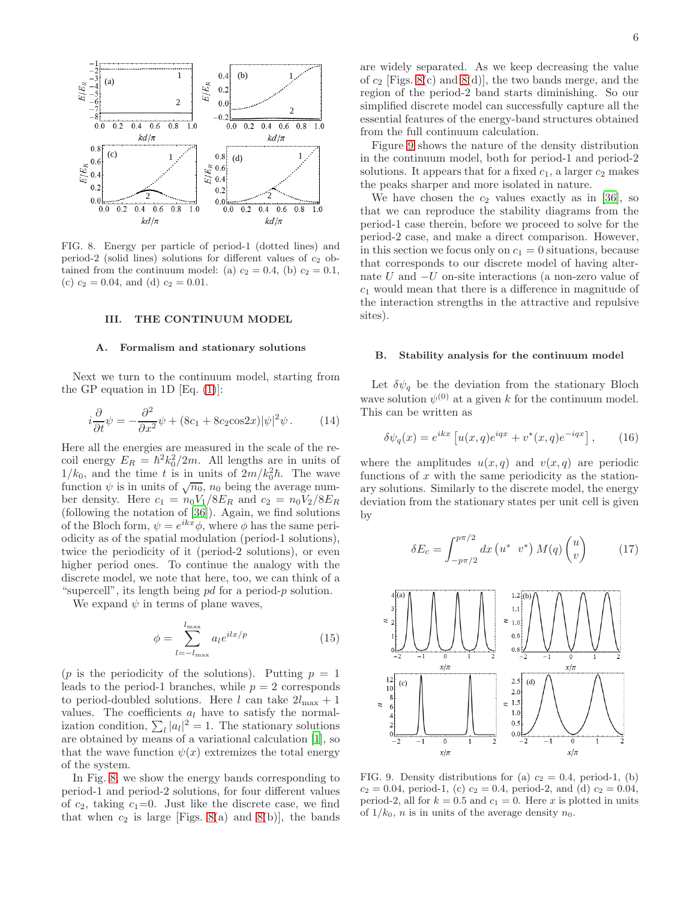FIG. 8. Energy per particle of period-1 (dotted lines) and period-2 (solid lines) solutions for different values of $c_2$ obtained from the continuum model: (a) $c_2 = 0.4$, (b) $c_2 = 0.1$, (c) $c_2 = 0.04$, and (d) $c_2 = 0.01$.

## III. THE CONTINUUM MODEL

### A. Formalism and stationary solutions

Next we turn to the continuum model, starting from the GP equation in 1D [Eq. (1)]:

$$i\frac{\partial}{\partial t}\psi = -\frac{\partial^2}{\partial x^2}\psi + (8c_1 + 8c_2\cos 2x)|\psi|^2\psi\,. \tag{14}$$

Here all the energies are measured in the scale of the recoil energy $E_R = \hbar^2 k_0^2/2m$. All lengths are in units of $1/k_0$, and the time $t$ is in units of $2m/k_0^2\hbar$. The wave function $\psi$ is in units of $\sqrt{n_0}$, $n_0$ being the average number density. Here $c_1 = n_0 V_1/8E_R$ and $c_2 = n_0 V_2/8E_R$ (following the notation of [36]). Again, we find solutions of the Bloch form, $\psi = e^{ikx}\phi$, where $\phi$ has the same periodicity as of the spatial modulation (period-1 solutions), twice the periodicity of it (period-2 solutions), or even higher period ones. To continue the analogy with the discrete model, we note that here, too, we can think of a "supercell", its length being $pd$ for a period-$p$ solution.

We expand $\psi$ in terms of plane waves,

$$\phi = \sum_{l=-l_{\max}}^{l_{\max}} a_l e^{ilx/p} \tag{15}$$

($p$ is the periodicity of the solutions). Putting $p = 1$ leads to the period-1 branches, while $p = 2$ corresponds to period-doubled solutions. Here $l$ can take $2l_{\max} + 1$ values. The coefficients $a_l$ have to satisfy the normalization condition, $\sum_l |a_l|^2 = 1$. The stationary solutions are obtained by means of a variational calculation [1], so that the wave function $\psi(x)$ extremizes the total energy of the system.

In Fig. 8, we show the energy bands corresponding to period-1 and period-2 solutions, for four different values of $c_2$, taking $c_1$=0. Just like the discrete case, we find that when $c_2$ is large [Figs. 8(a) and 8(b)], the bands are widely separated. As we keep decreasing the value of $c_2$ [Figs. 8(c) and 8(d)], the two bands merge, and the region of the period-2 band starts diminishing. So our simplified discrete model can successfully capture all the essential features of the energy-band structures obtained from the full continuum calculation.

Figure 9 shows the nature of the density distribution in the continuum model, both for period-1 and period-2 solutions. It appears that for a fixed $c_1$, a larger $c_2$ makes the peaks sharper and more isolated in nature.

We have chosen the $c_2$ values exactly as in [36], so that we can reproduce the stability diagrams from the period-1 case therein, before we proceed to solve for the period-2 case, and make a direct comparison. However, in this section we focus only on $c_1 = 0$ situations, because that corresponds to our discrete model of having alternate $U$ and $-U$ on-site interactions (a non-zero value of $c_1$ would mean that there is a difference in magnitude of the interaction strengths in the attractive and repulsive sites).

### B. Stability analysis for the continuum model

Let $\delta\psi_q$ be the deviation from the stationary Bloch wave solution $\psi^{(0)}$ at a given $k$ for the continuum model. This can be written as

$$\delta\psi_q(x) = e^{ikx}\left[u(x,q)e^{iqx} + v^*(x,q)e^{-iqx}\right], \tag{16}$$

where the amplitudes $u(x,q)$ and $v(x,q)$ are periodic functions of $x$ with the same periodicity as the stationary solutions. Similarly to the discrete model, the energy deviation from the stationary states per unit cell is given by

$$\delta E_c = \int_{-p\pi/2}^{p\pi/2} dx \begin{pmatrix} u^* & v^* \end{pmatrix} M(q) \begin{pmatrix} u \\ v \end{pmatrix} \tag{17}$$

FIG. 9. Density distributions for (a) $c_2 = 0.4$, period-1, (b) $c_2 = 0.04$, period-1, (c) $c_2 = 0.4$, period-2, and (d) $c_2 = 0.04$, period-2, all for $k = 0.5$ and $c_1 = 0$. Here $x$ is plotted in units of $1/k_0$, $n$ is in units of the average density $n_0$.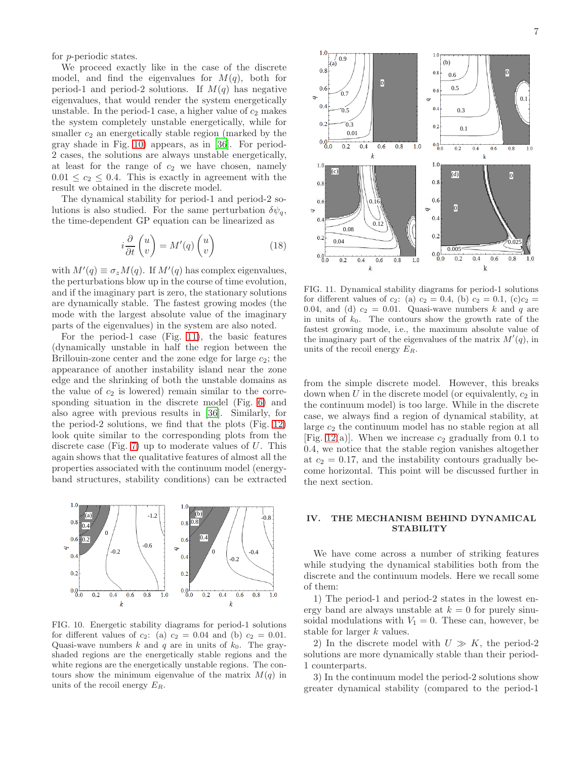for $p$-periodic states.

We proceed exactly like in the case of the discrete model, and find the eigenvalues for $M(q)$, both for period-1 and period-2 solutions. If $M(q)$ has negative eigenvalues, that would render the system energetically unstable. In the period-1 case, a higher value of $c_2$ makes the system completely unstable energetically, while for smaller $c_2$ an energetically stable region (marked by the gray shade in Fig. 10) appears, as in [36]. For period-2 cases, the solutions are always unstable energetically, at least for the range of $c_2$ we have chosen, namely $0.01 \leq c_2 \leq 0.4$. This is exactly in agreement with the result we obtained in the discrete model.

The dynamical stability for period-1 and period-2 solutions is also studied. For the same perturbation $\delta\psi_q$, the time-dependent GP equation can be linearized as

$$i\frac{\partial}{\partial t}\begin{pmatrix} u \\ v \end{pmatrix} = M'(q)\begin{pmatrix} u \\ v \end{pmatrix} \tag{18}$$

with $M'(q) \equiv \sigma_z M(q)$. If $M'(q)$ has complex eigenvalues, the perturbations blow up in the course of time evolution, and if the imaginary part is zero, the stationary solutions are dynamically stable. The fastest growing modes (the mode with the largest absolute value of the imaginary parts of the eigenvalues) in the system are also noted.

For the period-1 case (Fig. 11), the basic features (dynamically unstable in half the region between the Brillouin-zone center and the zone edge for large $c_2$; the appearance of another instability island near the zone edge and the shrinking of both the unstable domains as the value of $c_2$ is lowered) remain similar to the corresponding situation in the discrete model (Fig. 6) and also agree with previous results in [36]. Similarly, for the period-2 solutions, we find that the plots (Fig. 12) look quite similar to the corresponding plots from the discrete case (Fig. 7) up to moderate values of $U$. This again shows that the qualitative features of almost all the properties associated with the continuum model (energy-band structures, stability conditions) can be extracted from the simple discrete model. However, this breaks down when $U$ in the discrete model (or equivalently, $c_2$ in the continuum model) is too large. While in the discrete case, we always find a region of dynamical stability, at large $c_2$ the continuum model has no stable region at all [Fig. 12(a)]. When we increase $c_2$ gradually from 0.1 to 0.4, we notice that the stable region vanishes altogether at $c_2 = 0.17$, and the instability contours gradually become horizontal. This point will be discussed further in the next section.

FIG. 10. Energetic stability diagrams for period-1 solutions for different values of $c_2$: (a) $c_2 = 0.04$ and (b) $c_2 = 0.01$. Quasi-wave numbers $k$ and $q$ are in units of $k_0$. The gray-shaded regions are the energetically stable regions and the white regions are the energetically unstable regions. The contours show the minimum eigenvalue of the matrix $M(q)$ in units of the recoil energy $E_R$.

FIG. 11. Dynamical stability diagrams for period-1 solutions for different values of $c_2$: (a) $c_2 = 0.4$, (b) $c_2 = 0.1$, (c)$c_2 = 0.04$, and (d) $c_2 = 0.01$. Quasi-wave numbers $k$ and $q$ are in units of $k_0$. The contours show the growth rate of the fastest growing mode, i.e., the maximum absolute value of the imaginary part of the eigenvalues of the matrix $M'(q)$, in units of the recoil energy $E_R$.

## IV. THE MECHANISM BEHIND DYNAMICAL STABILITY

We have come across a number of striking features while studying the dynamical stabilities both from the discrete and the continuum models. Here we recall some of them:

1) The period-1 and period-2 states in the lowest energy band are always unstable at $k = 0$ for purely sinusoidal modulations with $V_1 = 0$. These can, however, be stable for larger $k$ values.

2) In the discrete model with $U \gg K$, the period-2 solutions are more dynamically stable than their period-1 counterparts.

3) In the continuum model the period-2 solutions show greater dynamical stability (compared to the period-1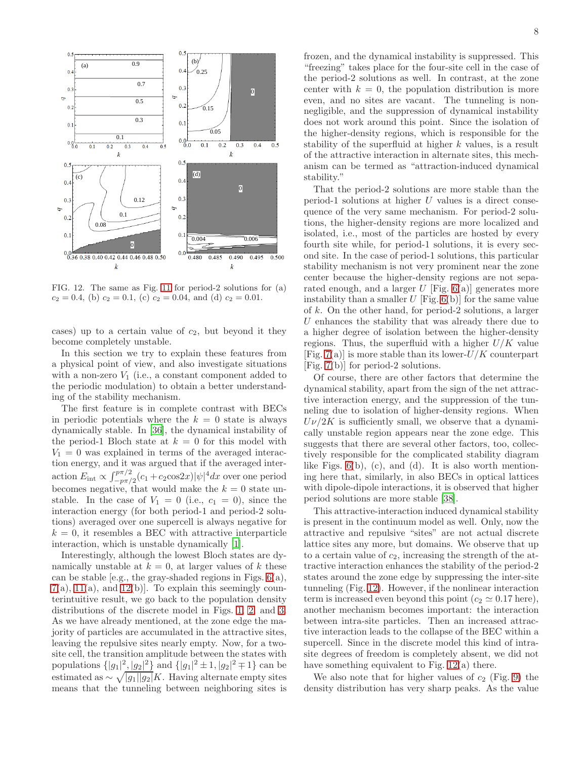FIG. 12. The same as Fig. 11 for period-2 solutions for (a) $c_2 = 0.4$, (b) $c_2 = 0.1$, (c) $c_2 = 0.04$, and (d) $c_2 = 0.01$.

cases) up to a certain value of $c_2$, but beyond it they become completely unstable.

In this section we try to explain these features from a physical point of view, and also investigate situations with a non-zero $V_1$ (i.e., a constant component added to the periodic modulation) to obtain a better understanding of the stability mechanism.

The first feature is in complete contrast with BECs in periodic potentials where the $k = 0$ state is always dynamically stable. In [36], the dynamical instability of the period-1 Bloch state at $k = 0$ for this model with $V_1 = 0$ was explained in terms of the averaged interaction energy, and it was argued that if the averaged interaction $E_{\rm int} \propto \int_{-p\pi/2}^{p\pi/2} (c_1 + c_2 \cos 2x)|\psi|^4 dx$ over one period becomes negative, that would make the $k = 0$ state unstable. In the case of $V_1 = 0$ (i.e., $c_1 = 0$), since the interaction energy (for both period-1 and period-2 solutions) averaged over one supercell is always negative for $k = 0$, it resembles a BEC with attractive interparticle interaction, which is unstable dynamically [1].

Interestingly, although the lowest Bloch states are dynamically unstable at $k = 0$, at larger values of $k$ these can be stable [e.g., the gray-shaded regions in Figs. 6(a), 7(a), 11(a), and 12(b)]. To explain this seemingly counterintuitive result, we go back to the population density distributions of the discrete model in Figs. 1, 2, and 3. As we have already mentioned, at the zone edge the majority of particles are accumulated in the attractive sites, leaving the repulsive sites nearly empty. Now, for a two-site cell, the transition amplitude between the states with populations $\{|g_1|^2, |g_2|^2\}$ and $\{|g_1|^2 \pm 1, |g_2|^2 \mp 1\}$ can be estimated as $\sim \sqrt{|g_1||g_2|}K$. Having alternate empty sites means that the tunneling between neighboring sites is frozen, and the dynamical instability is suppressed. This "freezing" takes place for the four-site cell in the case of the period-2 solutions as well. In contrast, at the zone center with $k = 0$, the population distribution is more even, and no sites are vacant. The tunneling is non-negligible, and the suppression of dynamical instability does not work around this point. Since the isolation of the higher-density regions, which is responsible for the stability of the superfluid at higher $k$ values, is a result of the attractive interaction in alternate sites, this mechanism can be termed as "attraction-induced dynamical stability."

That the period-2 solutions are more stable than the period-1 solutions at higher $U$ values is a direct consequence of the very same mechanism. For period-2 solutions, the higher-density regions are more localized and isolated, i.e., most of the particles are hosted by every fourth site while, for period-1 solutions, it is every second site. In the case of period-1 solutions, this particular stability mechanism is not very prominent near the zone center because the higher-density regions are not separated enough, and a larger $U$ [Fig. 6(a)] generates more instability than a smaller $U$ [Fig. 6(b)] for the same value of $k$. On the other hand, for period-2 solutions, a larger $U$ enhances the stability that was already there due to a higher degree of isolation between the higher-density regions. Thus, the superfluid with a higher $U/K$ value [Fig. 7(a)] is more stable than its lower-$U/K$ counterpart [Fig. 7(b)] for period-2 solutions.

Of course, there are other factors that determine the dynamical stability, apart from the sign of the net attractive interaction energy, and the suppression of the tunneling due to isolation of higher-density regions. When $U\nu/2K$ is sufficiently small, we observe that a dynamically unstable region appears near the zone edge. This suggests that there are several other factors, too, collectively responsible for the complicated stability diagram like Figs. 6(b), (c), and (d). It is also worth mentioning here that, similarly, in also BECs in optical lattices with dipole-dipole interactions, it is observed that higher period solutions are more stable [38].

This attractive-interaction induced dynamical stability is present in the continuum model as well. Only, now the attractive and repulsive "sites" are not actual discrete lattice sites any more, but domains. We observe that up to a certain value of $c_2$, increasing the strength of the attractive interaction enhances the stability of the period-2 states around the zone edge by suppressing the inter-site tunneling (Fig. 12). However, if the nonlinear interaction term is increased even beyond this point ($c_2 \simeq 0.17$ here), another mechanism becomes important: the interaction between intra-site particles. Then an increased attractive interaction leads to the collapse of the BEC within a supercell. Since in the discrete model this kind of intra-site degrees of freedom is completely absent, we did not have something equivalent to Fig. 12(a) there.

We also note that for higher values of $c_2$ (Fig. 9) the density distribution has very sharp peaks. As the value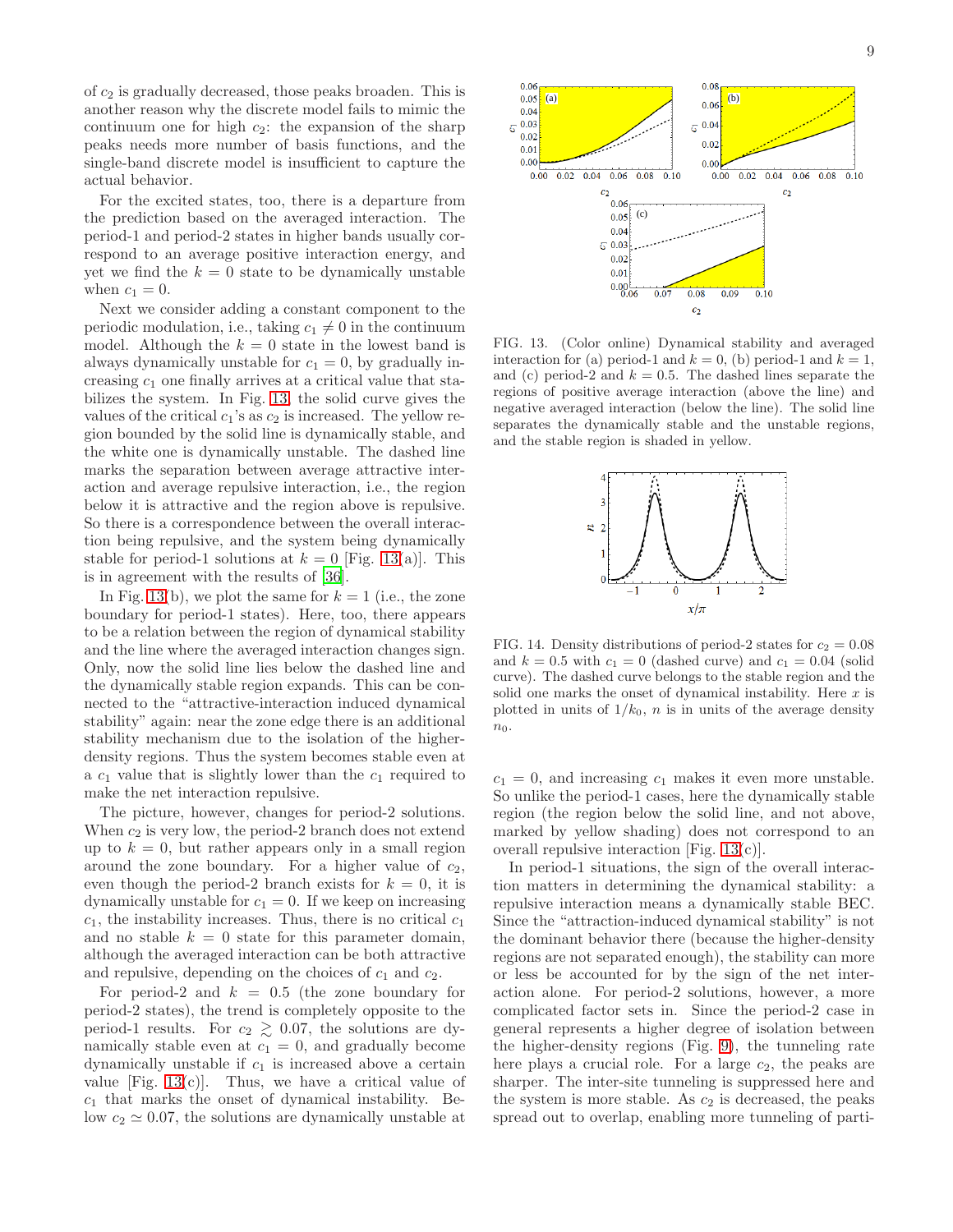of $c_2$ is gradually decreased, those peaks broaden. This is another reason why the discrete model fails to mimic the continuum one for high $c_2$: the expansion of the sharp peaks needs more number of basis functions, and the single-band discrete model is insufficient to capture the actual behavior.

For the excited states, too, there is a departure from the prediction based on the averaged interaction. The period-1 and period-2 states in higher bands usually correspond to an average positive interaction energy, and yet we find the $k = 0$ state to be dynamically unstable when $c_1 = 0$.

Next we consider adding a constant component to the periodic modulation, i.e., taking $c_1 \neq 0$ in the continuum model. Although the $k = 0$ state in the lowest band is always dynamically unstable for $c_1 = 0$, by gradually increasing $c_1$ one finally arrives at a critical value that stabilizes the system. In Fig. 13, the solid curve gives the values of the critical $c_1$'s as $c_2$ is increased. The yellow region bounded by the solid line is dynamically stable, and the white one is dynamically unstable. The dashed line marks the separation between average attractive interaction and average repulsive interaction, i.e., the region below it is attractive and the region above is repulsive. So there is a correspondence between the overall interaction being repulsive, and the system being dynamically stable for period-1 solutions at $k = 0$ [Fig. 13(a)]. This is in agreement with the results of [36].

In Fig. 13(b), we plot the same for $k = 1$ (i.e., the zone boundary for period-1 states). Here, too, there appears to be a relation between the region of dynamical stability and the line where the averaged interaction changes sign. Only, now the solid line lies below the dashed line and the dynamically stable region expands. This can be connected to the "attractive-interaction induced dynamical stability" again: near the zone edge there is an additional stability mechanism due to the isolation of the higher-density regions. Thus the system becomes stable even at a $c_1$ value that is slightly lower than the $c_1$ required to make the net interaction repulsive.

The picture, however, changes for period-2 solutions. When $c_2$ is very low, the period-2 branch does not extend up to $k = 0$, but rather appears only in a small region around the zone boundary. For a higher value of $c_2$, even though the period-2 branch exists for $k = 0$, it is dynamically unstable for $c_1 = 0$. If we keep on increasing $c_1$, the instability increases. Thus, there is no critical $c_1$ and no stable $k = 0$ state for this parameter domain, although the averaged interaction can be both attractive and repulsive, depending on the choices of $c_1$ and $c_2$.

For period-2 and $k = 0.5$ (the zone boundary for period-2 states), the trend is completely opposite to the period-1 results. For $c_2 \gtrsim 0.07$, the solutions are dynamically stable even at $c_1 = 0$, and gradually become dynamically unstable if $c_1$ is increased above a certain value [Fig. 13(c)]. Thus, we have a critical value of $c_1$ that marks the onset of dynamical instability. Below $c_2 \simeq 0.07$, the solutions are dynamically unstable at $c_1 = 0$, and increasing $c_1$ makes it even more unstable. So unlike the period-1 cases, here the dynamically stable region (the region below the solid line, and not above, marked by yellow shading) does not correspond to an overall repulsive interaction [Fig. 13(c)].

FIG. 13. (Color online) Dynamical stability and averaged interaction for (a) period-1 and $k = 0$, (b) period-1 and $k = 1$, and (c) period-2 and $k = 0.5$. The dashed lines separate the regions of positive average interaction (above the line) and negative averaged interaction (below the line). The solid line separates the dynamically stable and the unstable regions, and the stable region is shaded in yellow.

FIG. 14. Density distributions of period-2 states for $c_2 = 0.08$ and $k = 0.5$ with $c_1 = 0$ (dashed curve) and $c_1 = 0.04$ (solid curve). The dashed curve belongs to the stable region and the solid one marks the onset of dynamical instability. Here $x$ is plotted in units of $1/k_0$, $n$ is in units of the average density $n_0$.

In period-1 situations, the sign of the overall interaction matters in determining the dynamical stability: a repulsive interaction means a dynamically stable BEC. Since the "attraction-induced dynamical stability" is not the dominant behavior there (because the higher-density regions are not separated enough), the stability can more or less be accounted for by the sign of the net interaction alone. For period-2 solutions, however, a more complicated factor sets in. Since the period-2 case in general represents a higher degree of isolation between the higher-density regions (Fig. 9), the tunneling rate here plays a crucial role. For a large $c_2$, the peaks are sharper. The inter-site tunneling is suppressed here and the system is more stable. As $c_2$ is decreased, the peaks spread out to overlap, enabling more tunneling of parti-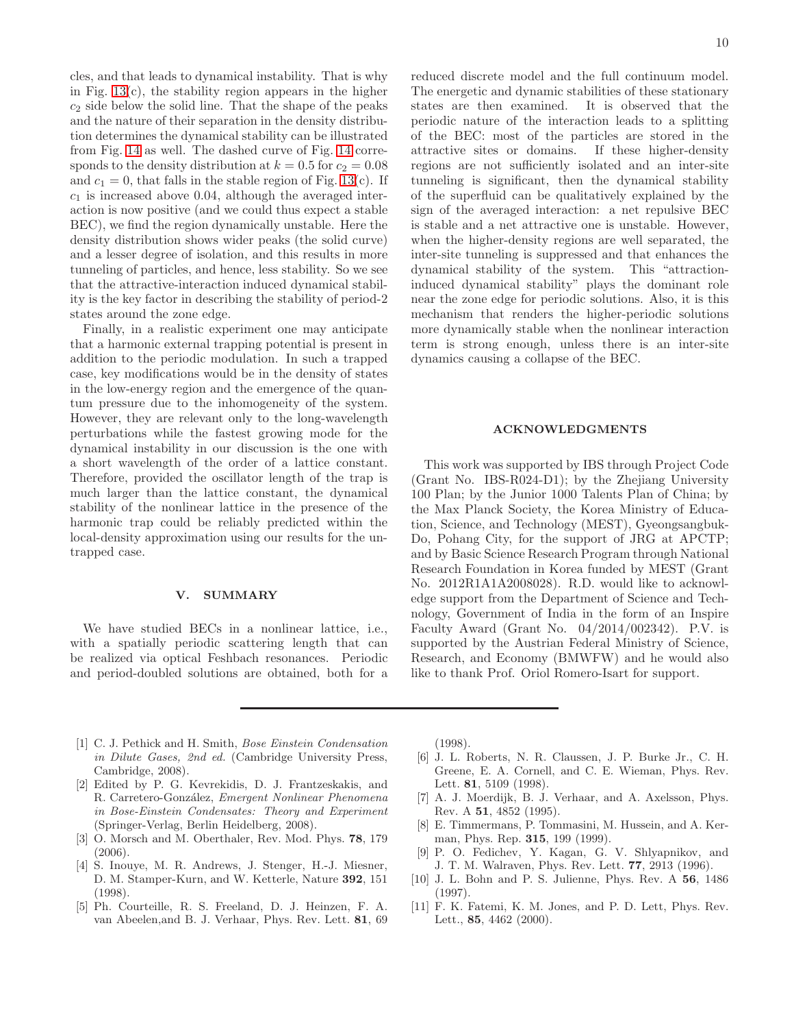cles, and that leads to dynamical instability. That is why in Fig. 13(c), the stability region appears in the higher $c_2$ side below the solid line. That the shape of the peaks and the nature of their separation in the density distribution determines the dynamical stability can be illustrated from Fig. 14 as well. The dashed curve of Fig. 14 corresponds to the density distribution at $k = 0.5$ for $c_2 = 0.08$ and $c_1 = 0$, that falls in the stable region of Fig. 13(c). If $c_1$ is increased above 0.04, although the averaged interaction is now positive (and we could thus expect a stable BEC), we find the region dynamically unstable. Here the density distribution shows wider peaks (the solid curve) and a lesser degree of isolation, and this results in more tunneling of particles, and hence, less stability. So we see that the attractive-interaction induced dynamical stability is the key factor in describing the stability of period-2 states around the zone edge.

Finally, in a realistic experiment one may anticipate that a harmonic external trapping potential is present in addition to the periodic modulation. In such a trapped case, key modifications would be in the density of states in the low-energy region and the emergence of the quantum pressure due to the inhomogeneity of the system. However, they are relevant only to the long-wavelength perturbations while the fastest growing mode for the dynamical instability in our discussion is the one with a short wavelength of the order of a lattice constant. Therefore, provided the oscillator length of the trap is much larger than the lattice constant, the dynamical stability of the nonlinear lattice in the presence of the harmonic trap could be reliably predicted within the local-density approximation using our results for the untrapped case.

## V. SUMMARY

We have studied BECs in a nonlinear lattice, i.e., with a spatially periodic scattering length that can be realized via optical Feshbach resonances. Periodic and period-doubled solutions are obtained, both for a reduced discrete model and the full continuum model. The energetic and dynamic stabilities of these stationary states are then examined. It is observed that the periodic nature of the interaction leads to a splitting of the BEC: most of the particles are stored in the attractive sites or domains. If these higher-density regions are not sufficiently isolated and an inter-site tunneling is significant, then the dynamical stability of the superfluid can be qualitatively explained by the sign of the averaged interaction: a net repulsive BEC is stable and a net attractive one is unstable. However, when the higher-density regions are well separated, the inter-site tunneling is suppressed and that enhances the dynamical stability of the system. This "attraction-induced dynamical stability" plays the dominant role near the zone edge for periodic solutions. Also, it is this mechanism that renders the higher-periodic solutions more dynamically stable when the nonlinear interaction term is strong enough, unless there is an inter-site dynamics causing a collapse of the BEC.

## ACKNOWLEDGMENTS

This work was supported by IBS through Project Code (Grant No. IBS-R024-D1); by the Zhejiang University 100 Plan; by the Junior 1000 Talents Plan of China; by the Max Planck Society, the Korea Ministry of Education, Science, and Technology (MEST), Gyeongsangbuk-Do, Pohang City, for the support of JRG at APCTP; and by Basic Science Research Program through National Research Foundation in Korea funded by MEST (Grant No. 2012R1A1A2008028). R.D. would like to acknowledge support from the Department of Science and Technology, Government of India in the form of an Inspire Faculty Award (Grant No. 04/2014/002342). P.V. is supported by the Austrian Federal Ministry of Science, Research, and Economy (BMWFW) and he would also like to thank Prof. Oriol Romero-Isart for support.

---

[1] C. J. Pethick and H. Smith, *Bose Einstein Condensation in Dilute Gases, 2nd ed.* (Cambridge University Press, Cambridge, 2008).

[2] Edited by P. G. Kevrekidis, D. J. Frantzeskakis, and R. Carretero-González, *Emergent Nonlinear Phenomena in Bose-Einstein Condensates: Theory and Experiment* (Springer-Verlag, Berlin Heidelberg, 2008).

[3] O. Morsch and M. Oberthaler, Rev. Mod. Phys. **78**, 179 (2006).

[4] S. Inouye, M. R. Andrews, J. Stenger, H.-J. Miesner, D. M. Stamper-Kurn, and W. Ketterle, Nature **392**, 151 (1998).

[5] Ph. Courteille, R. S. Freeland, D. J. Heinzen, F. A. van Abeelen,and B. J. Verhaar, Phys. Rev. Lett. **81**, 69 (1998).

[6] J. L. Roberts, N. R. Claussen, J. P. Burke Jr., C. H. Greene, E. A. Cornell, and C. E. Wieman, Phys. Rev. Lett. **81**, 5109 (1998).

[7] A. J. Moerdijk, B. J. Verhaar, and A. Axelsson, Phys. Rev. A **51**, 4852 (1995).

[8] E. Timmermans, P. Tommasini, M. Hussein, and A. Kerman, Phys. Rep. **315**, 199 (1999).

[9] P. O. Fedichev, Y. Kagan, G. V. Shlyapnikov, and J. T. M. Walraven, Phys. Rev. Lett. **77**, 2913 (1996).

[10] J. L. Bohn and P. S. Julienne, Phys. Rev. A **56**, 1486 (1997).

[11] F. K. Fatemi, K. M. Jones, and P. D. Lett, Phys. Rev. Lett., **85**, 4462 (2000).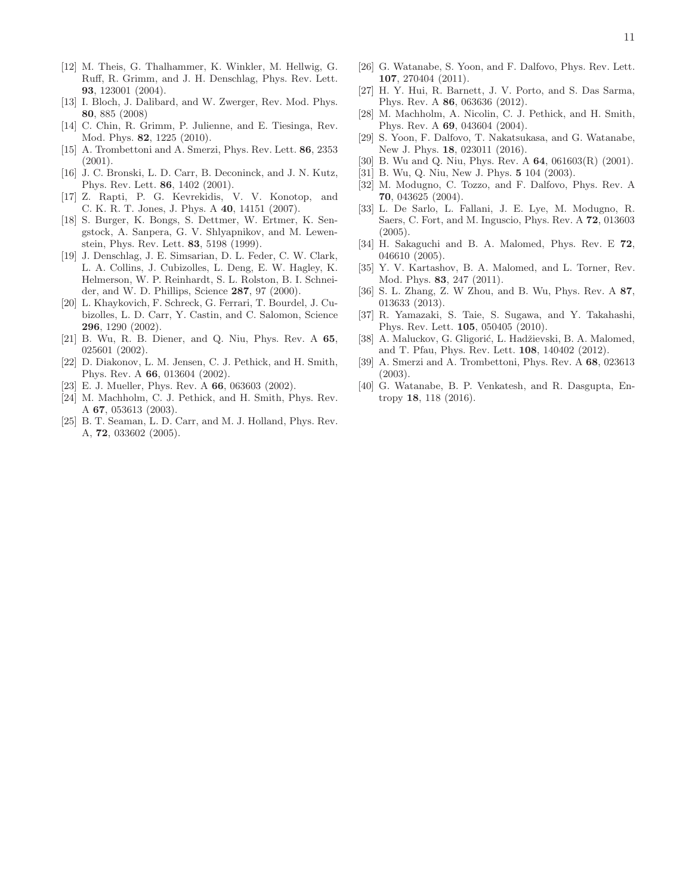[12] M. Theis, G. Thalhammer, K. Winkler, M. Hellwig, G. Ruff, R. Grimm, and J. H. Denschlag, Phys. Rev. Lett. **93**, 123001 (2004).

[13] I. Bloch, J. Dalibard, and W. Zwerger, Rev. Mod. Phys. **80**, 885 (2008)

[14] C. Chin, R. Grimm, P. Julienne, and E. Tiesinga, Rev. Mod. Phys. **82**, 1225 (2010).

[15] A. Trombettoni and A. Smerzi, Phys. Rev. Lett. **86**, 2353 (2001).

[16] J. C. Bronski, L. D. Carr, B. Deconinck, and J. N. Kutz, Phys. Rev. Lett. **86**, 1402 (2001).

[17] Z. Rapti, P. G. Kevrekidis, V. V. Konotop, and C. K. R. T. Jones, J. Phys. A **40**, 14151 (2007).

[18] S. Burger, K. Bongs, S. Dettmer, W. Ertmer, K. Sengstock, A. Sanpera, G. V. Shlyapnikov, and M. Lewenstein, Phys. Rev. Lett. **83**, 5198 (1999).

[19] J. Denschlag, J. E. Simsarian, D. L. Feder, C. W. Clark, L. A. Collins, J. Cubizolles, L. Deng, E. W. Hagley, K. Helmerson, W. P. Reinhardt, S. L. Rolston, B. I. Schneider, and W. D. Phillips, Science **287**, 97 (2000).

[20] L. Khaykovich, F. Schreck, G. Ferrari, T. Bourdel, J. Cubizolles, L. D. Carr, Y. Castin, and C. Salomon, Science **296**, 1290 (2002).

[21] B. Wu, R. B. Diener, and Q. Niu, Phys. Rev. A **65**, 025601 (2002).

[22] D. Diakonov, L. M. Jensen, C. J. Pethick, and H. Smith, Phys. Rev. A **66**, 013604 (2002).

[23] E. J. Mueller, Phys. Rev. A **66**, 063603 (2002).

[24] M. Machholm, C. J. Pethick, and H. Smith, Phys. Rev. A **67**, 053613 (2003).

[25] B. T. Seaman, L. D. Carr, and M. J. Holland, Phys. Rev. A, **72**, 033602 (2005).

[26] G. Watanabe, S. Yoon, and F. Dalfovo, Phys. Rev. Lett. **107**, 270404 (2011).

[27] H. Y. Hui, R. Barnett, J. V. Porto, and S. Das Sarma, Phys. Rev. A **86**, 063636 (2012).

[28] M. Machholm, A. Nicolin, C. J. Pethick, and H. Smith, Phys. Rev. A **69**, 043604 (2004).

[29] S. Yoon, F. Dalfovo, T. Nakatsukasa, and G. Watanabe, New J. Phys. **18**, 023011 (2016).

[30] B. Wu and Q. Niu, Phys. Rev. A **64**, 061603(R) (2001).

[31] B. Wu, Q. Niu, New J. Phys. **5** 104 (2003).

[32] M. Modugno, C. Tozzo, and F. Dalfovo, Phys. Rev. A **70**, 043625 (2004).

[33] L. De Sarlo, L. Fallani, J. E. Lye, M. Modugno, R. Saers, C. Fort, and M. Inguscio, Phys. Rev. A **72**, 013603 (2005).

[34] H. Sakaguchi and B. A. Malomed, Phys. Rev. E **72**, 046610 (2005).

[35] Y. V. Kartashov, B. A. Malomed, and L. Torner, Rev. Mod. Phys. **83**, 247 (2011).

[36] S. L. Zhang, Z. W Zhou, and B. Wu, Phys. Rev. A **87**, 013633 (2013).

[37] R. Yamazaki, S. Taie, S. Sugawa, and Y. Takahashi, Phys. Rev. Lett. **105**, 050405 (2010).

[38] A. Maluckov, G. Gligorić, L. Hadžievski, B. A. Malomed, and T. Pfau, Phys. Rev. Lett. **108**, 140402 (2012).

[39] A. Smerzi and A. Trombettoni, Phys. Rev. A **68**, 023613 (2003).

[40] G. Watanabe, B. P. Venkatesh, and R. Dasgupta, Entropy **18**, 118 (2016).